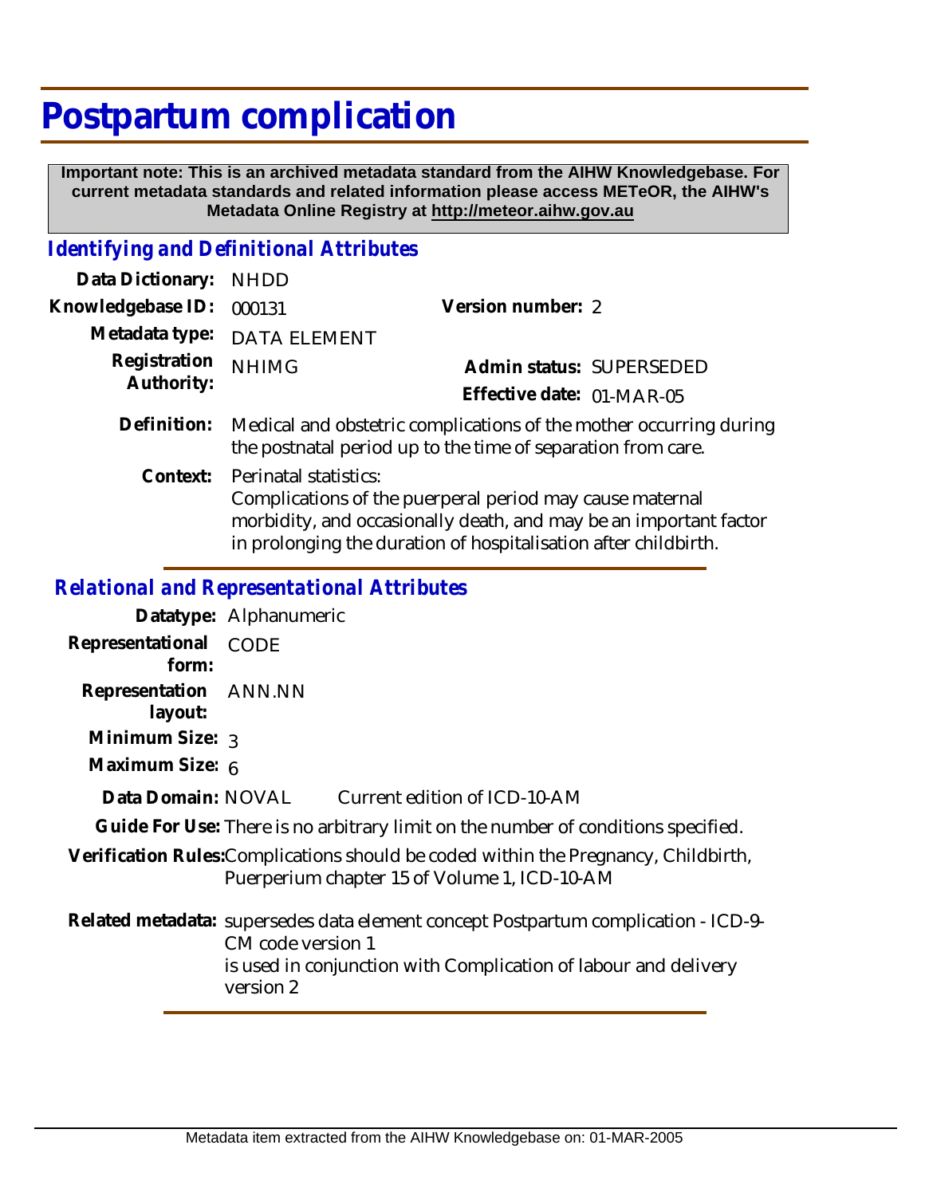# Postpartum complication

**Important note: This is an archived metadata standard from the AIHW Knowledgebase. For current metadata standards and related information please access METeOR, the AIHW's Metadata Online Registry at http://meteor.aihw.gov.au**

## *Identifying and Definitional Attributes*

| | | | |
|---|---|---|---|
| **Data Dictionary:** | NHDD | | |
| **Knowledgebase ID:** | 000131 | **Version number:** | 2 |
| **Metadata type:** | DATA ELEMENT | | |
| **Registration Authority:** | NHIMG | **Admin status:** | SUPERSEDED |
| | | **Effective date:** | 01-MAR-05 |

**Definition:** Medical and obstetric complications of the mother occurring during the postnatal period up to the time of separation from care.

**Context:** Perinatal statistics:
Complications of the puerperal period may cause maternal morbidity, and occasionally death, and may be an important factor in prolonging the duration of hospitalisation after childbirth.

## *Relational and Representational Attributes*

**Datatype:** Alphanumeric

**Representational form:** CODE

**Representation layout:** ANN.NN

**Minimum Size:** 3

**Maximum Size:** 6

**Data Domain:** NOVAL Current edition of ICD-10-AM

**Guide For Use:** There is no arbitrary limit on the number of conditions specified.

**Verification Rules:** Complications should be coded within the Pregnancy, Childbirth, Puerperium chapter 15 of Volume 1, ICD-10-AM

**Related metadata:** supersedes data element concept Postpartum complication - ICD-9-CM code version 1
is used in conjunction with Complication of labour and delivery version 2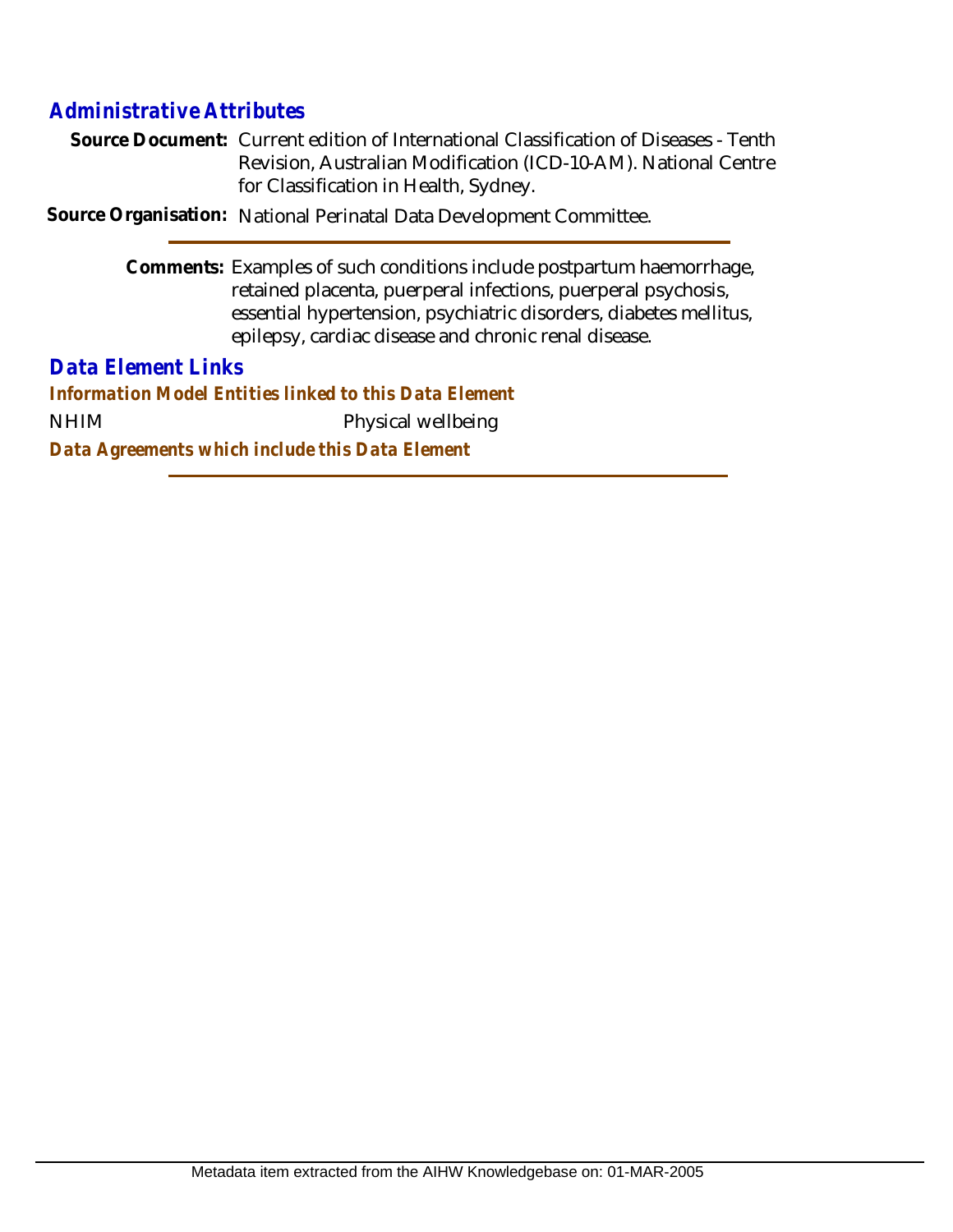## Administrative Attributes

**Source Document:** Current edition of International Classification of Diseases - Tenth Revision, Australian Modification (ICD-10-AM). National Centre for Classification in Health, Sydney.

**Source Organisation:** National Perinatal Data Development Committee.

---

**Comments:** Examples of such conditions include postpartum haemorrhage, retained placenta, puerperal infections, puerperal psychosis, essential hypertension, psychiatric disorders, diabetes mellitus, epilepsy, cardiac disease and chronic renal disease.

## Data Element Links

### *Information Model Entities linked to this Data Element*

| | |
|---|---|
| NHIM | Physical wellbeing |

### *Data Agreements which include this Data Element*

---

Metadata item extracted from the AIHW Knowledgebase on: 01-MAR-2005